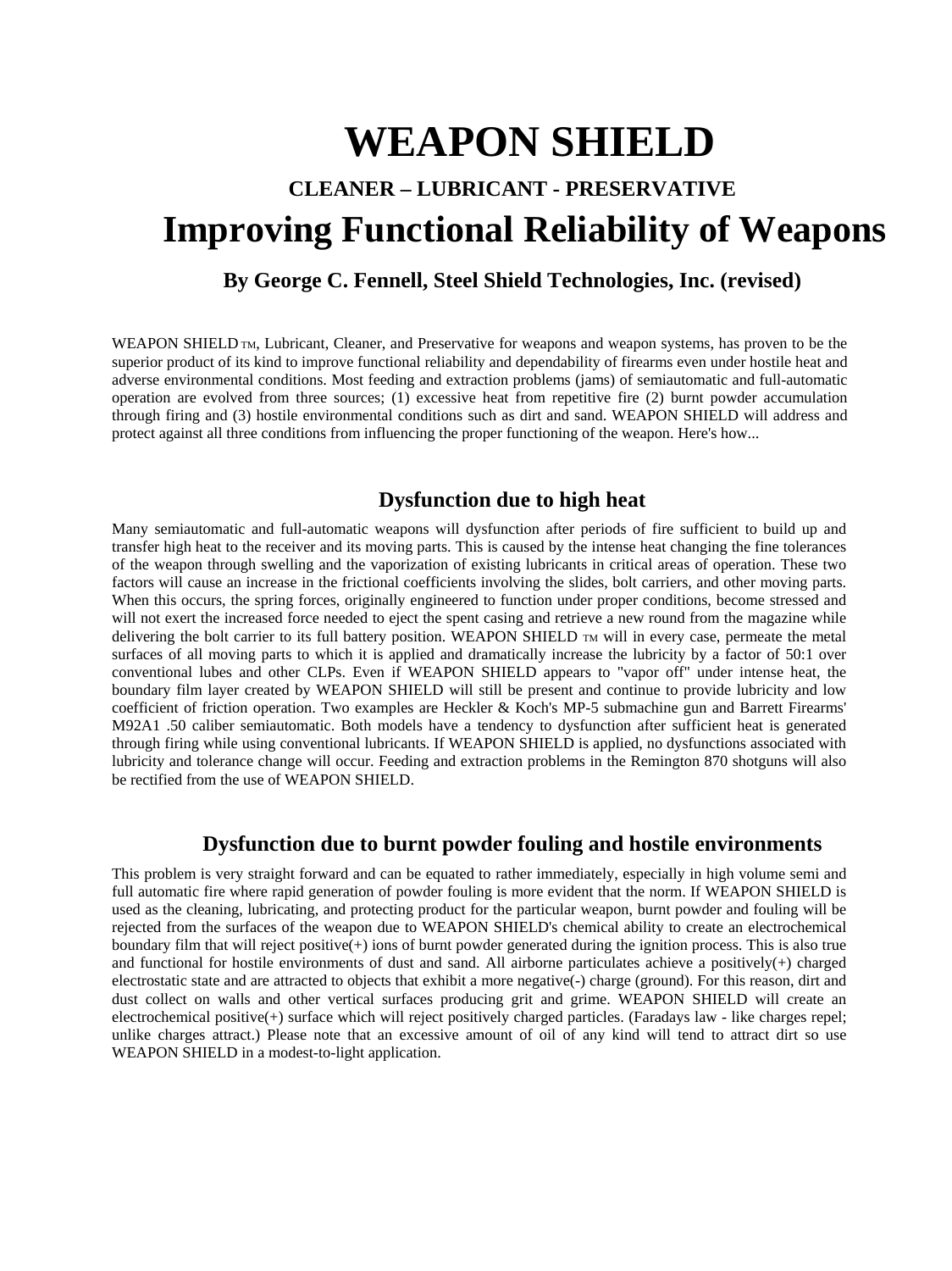# WEAPON SHIELD

### CLEANER – LUBRICANT - PRESERVATIVE

# Improving Functional Reliability of Weapons

### By George C. Fennell, Steel Shield Technologies, Inc. (revised)

WEAPON SHIELD TM, Lubricant, Cleaner, and Preservative for weapons and weapon systems, has proven to be the superior product of its kind to improve functional reliability and dependability of firearms even under hostile heat and adverse environmental conditions. Most feeding and extraction problems (jams) of semiautomatic and full-automatic operation are evolved from three sources; (1) excessive heat from repetitive fire (2) burnt powder accumulation through firing and (3) hostile environmental conditions such as dirt and sand. WEAPON SHIELD will address and protect against all three conditions from influencing the proper functioning of the weapon. Here's how...

## Dysfunction due to high heat

Many semiautomatic and full-automatic weapons will dysfunction after periods of fire sufficient to build up and transfer high heat to the receiver and its moving parts. This is caused by the intense heat changing the fine tolerances of the weapon through swelling and the vaporization of existing lubricants in critical areas of operation. These two factors will cause an increase in the frictional coefficients involving the slides, bolt carriers, and other moving parts. When this occurs, the spring forces, originally engineered to function under proper conditions, become stressed and will not exert the increased force needed to eject the spent casing and retrieve a new round from the magazine while delivering the bolt carrier to its full battery position. WEAPON SHIELD TM will in every case, permeate the metal surfaces of all moving parts to which it is applied and dramatically increase the lubricity by a factor of 50:1 over conventional lubes and other CLPs. Even if WEAPON SHIELD appears to "vapor off" under intense heat, the boundary film layer created by WEAPON SHIELD will still be present and continue to provide lubricity and low coefficient of friction operation. Two examples are Heckler & Koch's MP-5 submachine gun and Barrett Firearms' M92A1 .50 caliber semiautomatic. Both models have a tendency to dysfunction after sufficient heat is generated through firing while using conventional lubricants. If WEAPON SHIELD is applied, no dysfunctions associated with lubricity and tolerance change will occur. Feeding and extraction problems in the Remington 870 shotguns will also be rectified from the use of WEAPON SHIELD.

## Dysfunction due to burnt powder fouling and hostile environments

This problem is very straight forward and can be equated to rather immediately, especially in high volume semi and full automatic fire where rapid generation of powder fouling is more evident that the norm. If WEAPON SHIELD is used as the cleaning, lubricating, and protecting product for the particular weapon, burnt powder and fouling will be rejected from the surfaces of the weapon due to WEAPON SHIELD's chemical ability to create an electrochemical boundary film that will reject positive(+) ions of burnt powder generated during the ignition process. This is also true and functional for hostile environments of dust and sand. All airborne particulates achieve a positively(+) charged electrostatic state and are attracted to objects that exhibit a more negative(-) charge (ground). For this reason, dirt and dust collect on walls and other vertical surfaces producing grit and grime. WEAPON SHIELD will create an electrochemical positive(+) surface which will reject positively charged particles. (Faradays law - like charges repel; unlike charges attract.) Please note that an excessive amount of oil of any kind will tend to attract dirt so use WEAPON SHIELD in a modest-to-light application.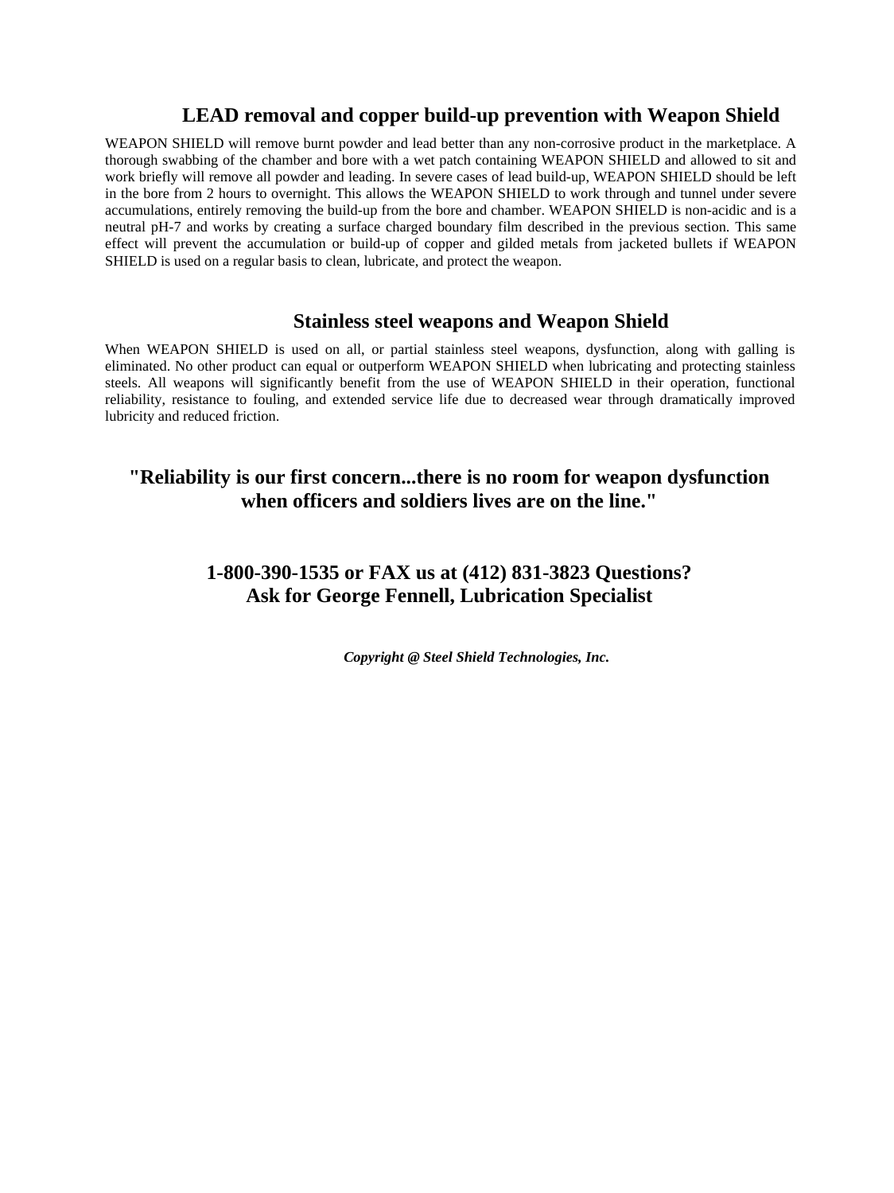## LEAD removal and copper build-up prevention with Weapon Shield

WEAPON SHIELD will remove burnt powder and lead better than any non-corrosive product in the marketplace. A thorough swabbing of the chamber and bore with a wet patch containing WEAPON SHIELD and allowed to sit and work briefly will remove all powder and leading. In severe cases of lead build-up, WEAPON SHIELD should be left in the bore from 2 hours to overnight. This allows the WEAPON SHIELD to work through and tunnel under severe accumulations, entirely removing the build-up from the bore and chamber. WEAPON SHIELD is non-acidic and is a neutral pH-7 and works by creating a surface charged boundary film described in the previous section. This same effect will prevent the accumulation or build-up of copper and gilded metals from jacketed bullets if WEAPON SHIELD is used on a regular basis to clean, lubricate, and protect the weapon.

## Stainless steel weapons and Weapon Shield

When WEAPON SHIELD is used on all, or partial stainless steel weapons, dysfunction, along with galling is eliminated. No other product can equal or outperform WEAPON SHIELD when lubricating and protecting stainless steels. All weapons will significantly benefit from the use of WEAPON SHIELD in their operation, functional reliability, resistance to fouling, and extended service life due to decreased wear through dramatically improved lubricity and reduced friction.

**"Reliability is our first concern...there is no room for weapon dysfunction when officers and soldiers lives are on the line."**

**1-800-390-1535 or FAX us at (412) 831-3823 Questions?**
**Ask for George Fennell, Lubrication Specialist**

***Copyright @ Steel Shield Technologies, Inc.***